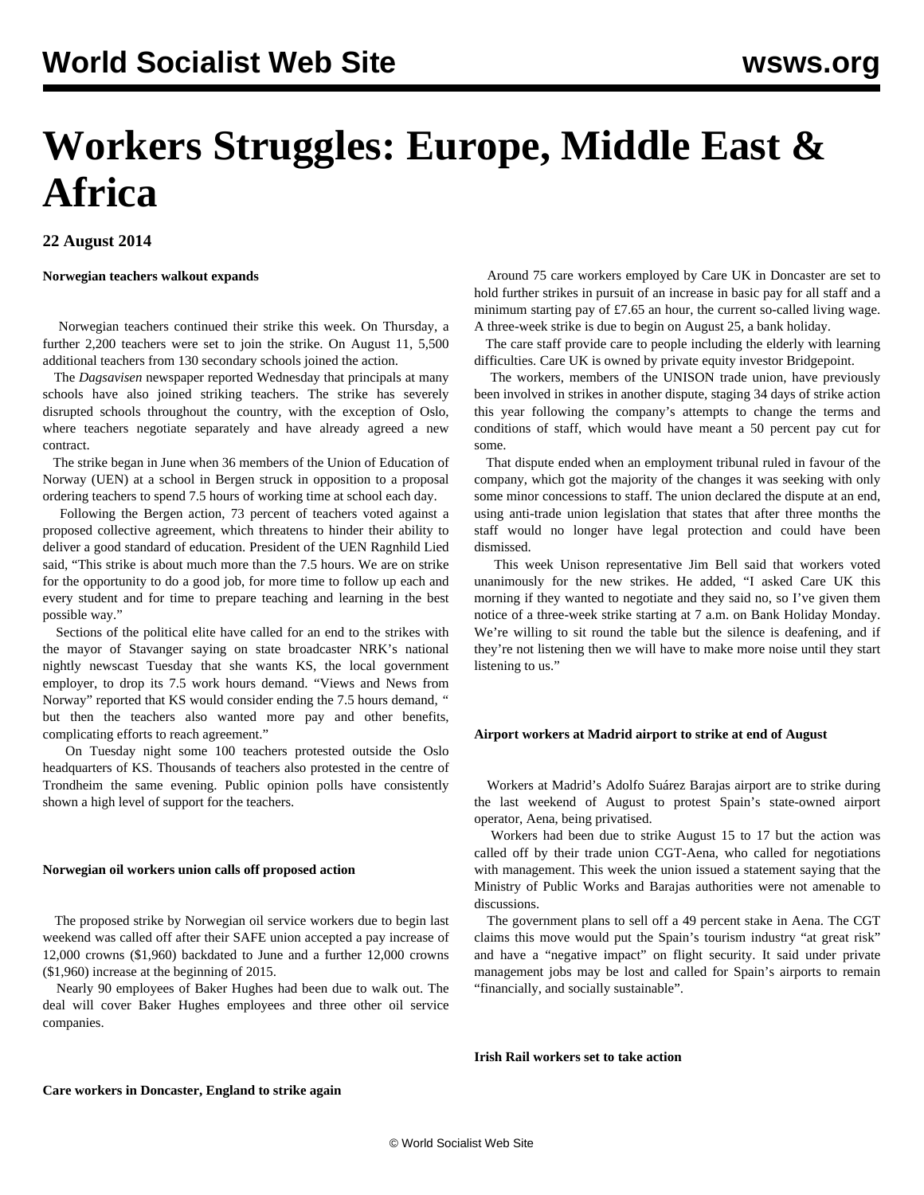# Workers Struggles: Europe, Middle East & Africa

**22 August 2014**

**Norwegian teachers walkout expands**

Norwegian teachers continued their strike this week. On Thursday, a further 2,200 teachers were set to join the strike. On August 11, 5,500 additional teachers from 130 secondary schools joined the action.

The *Dagsavisen* newspaper reported Wednesday that principals at many schools have also joined striking teachers. The strike has severely disrupted schools throughout the country, with the exception of Oslo, where teachers negotiate separately and have already agreed a new contract.

The strike began in June when 36 members of the Union of Education of Norway (UEN) at a school in Bergen struck in opposition to a proposal ordering teachers to spend 7.5 hours of working time at school each day.

Following the Bergen action, 73 percent of teachers voted against a proposed collective agreement, which threatens to hinder their ability to deliver a good standard of education. President of the UEN Ragnhild Lied said, "This strike is about much more than the 7.5 hours. We are on strike for the opportunity to do a good job, for more time to follow up each and every student and for time to prepare teaching and learning in the best possible way."

Sections of the political elite have called for an end to the strikes with the mayor of Stavanger saying on state broadcaster NRK's national nightly newscast Tuesday that she wants KS, the local government employer, to drop its 7.5 work hours demand. "Views and News from Norway" reported that KS would consider ending the 7.5 hours demand, " but then the teachers also wanted more pay and other benefits, complicating efforts to reach agreement."

On Tuesday night some 100 teachers protested outside the Oslo headquarters of KS. Thousands of teachers also protested in the centre of Trondheim the same evening. Public opinion polls have consistently shown a high level of support for the teachers.

**Norwegian oil workers union calls off proposed action**

The proposed strike by Norwegian oil service workers due to begin last weekend was called off after their SAFE union accepted a pay increase of 12,000 crowns ($1,960) backdated to June and a further 12,000 crowns ($1,960) increase at the beginning of 2015.

Nearly 90 employees of Baker Hughes had been due to walk out. The deal will cover Baker Hughes employees and three other oil service companies.

**Care workers in Doncaster, England to strike again**

Around 75 care workers employed by Care UK in Doncaster are set to hold further strikes in pursuit of an increase in basic pay for all staff and a minimum starting pay of £7.65 an hour, the current so-called living wage. A three-week strike is due to begin on August 25, a bank holiday.

The care staff provide care to people including the elderly with learning difficulties. Care UK is owned by private equity investor Bridgepoint.

The workers, members of the UNISON trade union, have previously been involved in strikes in another dispute, staging 34 days of strike action this year following the company's attempts to change the terms and conditions of staff, which would have meant a 50 percent pay cut for some.

That dispute ended when an employment tribunal ruled in favour of the company, which got the majority of the changes it was seeking with only some minor concessions to staff. The union declared the dispute at an end, using anti-trade union legislation that states that after three months the staff would no longer have legal protection and could have been dismissed.

This week Unison representative Jim Bell said that workers voted unanimously for the new strikes. He added, "I asked Care UK this morning if they wanted to negotiate and they said no, so I've given them notice of a three-week strike starting at 7 a.m. on Bank Holiday Monday. We're willing to sit round the table but the silence is deafening, and if they're not listening then we will have to make more noise until they start listening to us."

**Airport workers at Madrid airport to strike at end of August**

Workers at Madrid's Adolfo Suárez Barajas airport are to strike during the last weekend of August to protest Spain's state-owned airport operator, Aena, being privatised.

Workers had been due to strike August 15 to 17 but the action was called off by their trade union CGT-Aena, who called for negotiations with management. This week the union issued a statement saying that the Ministry of Public Works and Barajas authorities were not amenable to discussions.

The government plans to sell off a 49 percent stake in Aena. The CGT claims this move would put the Spain's tourism industry "at great risk" and have a "negative impact" on flight security. It said under private management jobs may be lost and called for Spain's airports to remain "financially, and socially sustainable".

**Irish Rail workers set to take action**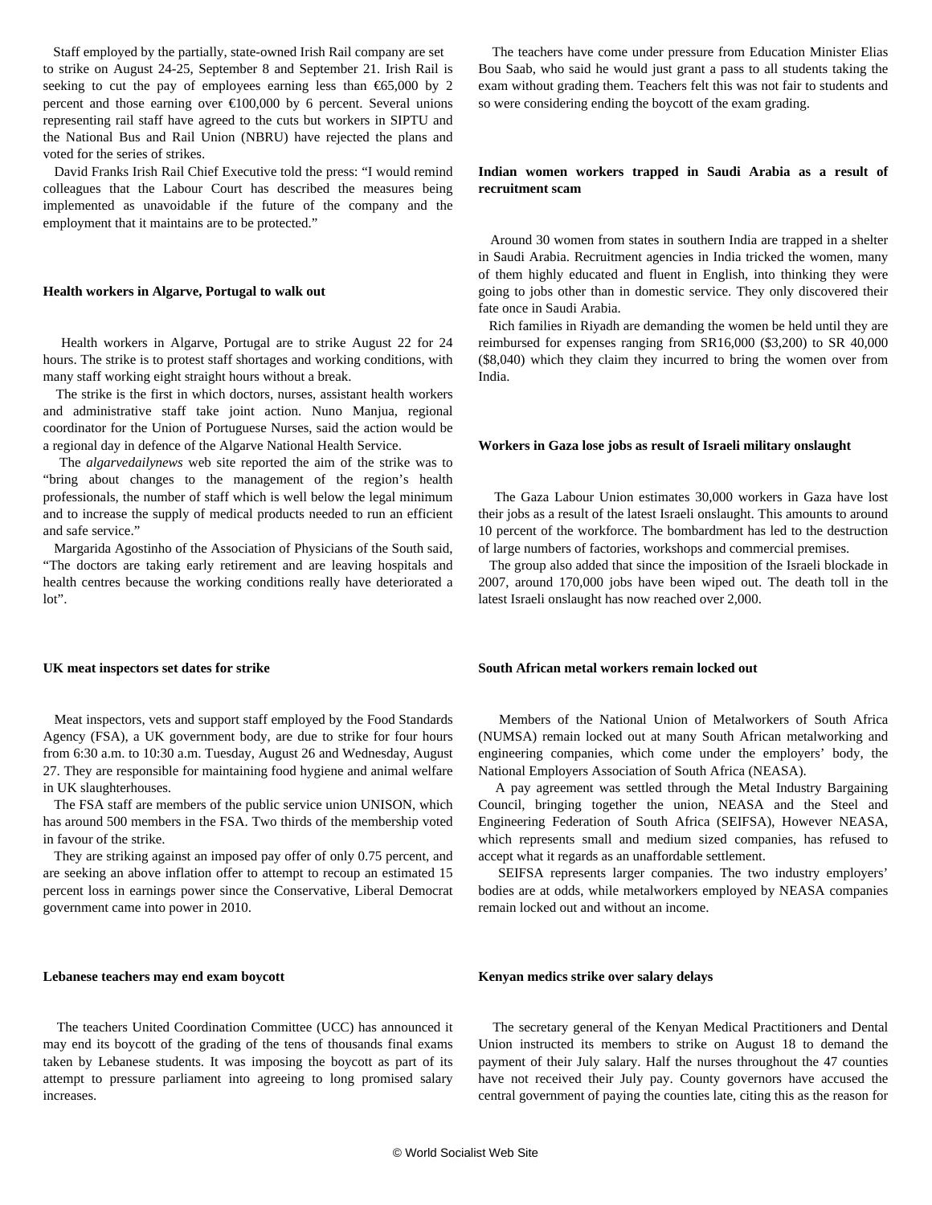Staff employed by the partially, state-owned Irish Rail company are set to strike on August 24-25, September 8 and September 21. Irish Rail is seeking to cut the pay of employees earning less than €65,000 by 2 percent and those earning over €100,000 by 6 percent. Several unions representing rail staff have agreed to the cuts but workers in SIPTU and the National Bus and Rail Union (NBRU) have rejected the plans and voted for the series of strikes.

David Franks Irish Rail Chief Executive told the press: “I would remind colleagues that the Labour Court has described the measures being implemented as unavoidable if the future of the company and the employment that it maintains are to be protected.”

**Health workers in Algarve, Portugal to walk out**

Health workers in Algarve, Portugal are to strike August 22 for 24 hours. The strike is to protest staff shortages and working conditions, with many staff working eight straight hours without a break.

The strike is the first in which doctors, nurses, assistant health workers and administrative staff take joint action. Nuno Manjua, regional coordinator for the Union of Portuguese Nurses, said the action would be a regional day in defence of the Algarve National Health Service.

The *algarvedailynews* web site reported the aim of the strike was to “bring about changes to the management of the region’s health professionals, the number of staff which is well below the legal minimum and to increase the supply of medical products needed to run an efficient and safe service.”

Margarida Agostinho of the Association of Physicians of the South said, “The doctors are taking early retirement and are leaving hospitals and health centres because the working conditions really have deteriorated a lot”.

**UK meat inspectors set dates for strike**

Meat inspectors, vets and support staff employed by the Food Standards Agency (FSA), a UK government body, are due to strike for four hours from 6:30 a.m. to 10:30 a.m. Tuesday, August 26 and Wednesday, August 27. They are responsible for maintaining food hygiene and animal welfare in UK slaughterhouses.

The FSA staff are members of the public service union UNISON, which has around 500 members in the FSA. Two thirds of the membership voted in favour of the strike.

They are striking against an imposed pay offer of only 0.75 percent, and are seeking an above inflation offer to attempt to recoup an estimated 15 percent loss in earnings power since the Conservative, Liberal Democrat government came into power in 2010.

**Lebanese teachers may end exam boycott**

The teachers United Coordination Committee (UCC) has announced it may end its boycott of the grading of the tens of thousands final exams taken by Lebanese students. It was imposing the boycott as part of its attempt to pressure parliament into agreeing to long promised salary increases.

The teachers have come under pressure from Education Minister Elias Bou Saab, who said he would just grant a pass to all students taking the exam without grading them. Teachers felt this was not fair to students and so were considering ending the boycott of the exam grading.

**Indian women workers trapped in Saudi Arabia as a result of recruitment scam**

Around 30 women from states in southern India are trapped in a shelter in Saudi Arabia. Recruitment agencies in India tricked the women, many of them highly educated and fluent in English, into thinking they were going to jobs other than in domestic service. They only discovered their fate once in Saudi Arabia.

Rich families in Riyadh are demanding the women be held until they are reimbursed for expenses ranging from SR16,000 ($3,200) to SR 40,000 ($8,040) which they claim they incurred to bring the women over from India.

**Workers in Gaza lose jobs as result of Israeli military onslaught**

The Gaza Labour Union estimates 30,000 workers in Gaza have lost their jobs as a result of the latest Israeli onslaught. This amounts to around 10 percent of the workforce. The bombardment has led to the destruction of large numbers of factories, workshops and commercial premises.

The group also added that since the imposition of the Israeli blockade in 2007, around 170,000 jobs have been wiped out. The death toll in the latest Israeli onslaught has now reached over 2,000.

**South African metal workers remain locked out**

Members of the National Union of Metalworkers of South Africa (NUMSA) remain locked out at many South African metalworking and engineering companies, which come under the employers’ body, the National Employers Association of South Africa (NEASA).

A pay agreement was settled through the Metal Industry Bargaining Council, bringing together the union, NEASA and the Steel and Engineering Federation of South Africa (SEIFSA), However NEASA, which represents small and medium sized companies, has refused to accept what it regards as an unaffordable settlement.

SEIFSA represents larger companies. The two industry employers’ bodies are at odds, while metalworkers employed by NEASA companies remain locked out and without an income.

**Kenyan medics strike over salary delays**

The secretary general of the Kenyan Medical Practitioners and Dental Union instructed its members to strike on August 18 to demand the payment of their July salary. Half the nurses throughout the 47 counties have not received their July pay. County governors have accused the central government of paying the counties late, citing this as the reason for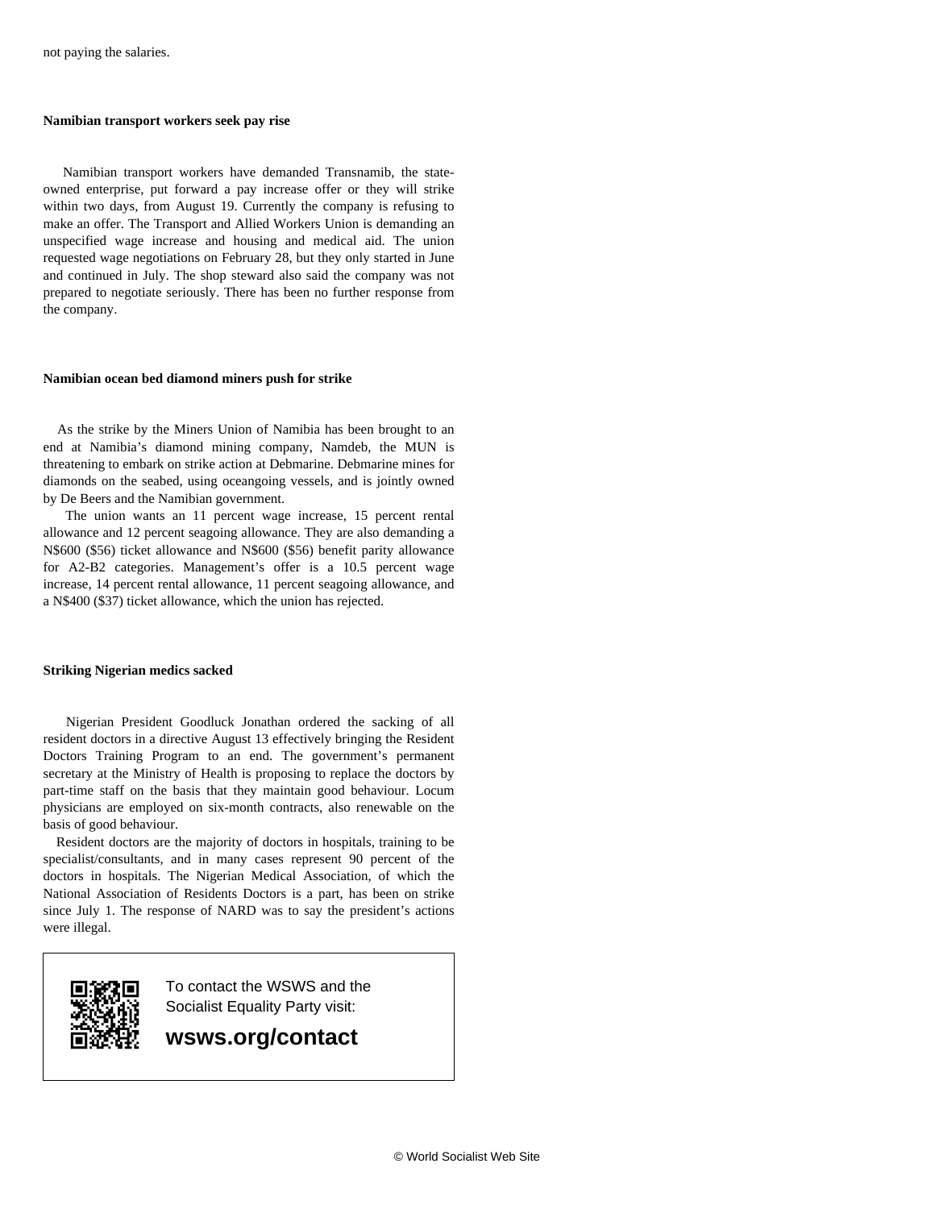not paying the salaries.

**Namibian transport workers seek pay rise**

Namibian transport workers have demanded Transnamib, the state-owned enterprise, put forward a pay increase offer or they will strike within two days, from August 19. Currently the company is refusing to make an offer. The Transport and Allied Workers Union is demanding an unspecified wage increase and housing and medical aid. The union requested wage negotiations on February 28, but they only started in June and continued in July. The shop steward also said the company was not prepared to negotiate seriously. There has been no further response from the company.

**Namibian ocean bed diamond miners push for strike**

As the strike by the Miners Union of Namibia has been brought to an end at Namibia's diamond mining company, Namdeb, the MUN is threatening to embark on strike action at Debmarine. Debmarine mines for diamonds on the seabed, using oceangoing vessels, and is jointly owned by De Beers and the Namibian government.

The union wants an 11 percent wage increase, 15 percent rental allowance and 12 percent seagoing allowance. They are also demanding a N$600 ($56) ticket allowance and N$600 ($56) benefit parity allowance for A2-B2 categories. Management's offer is a 10.5 percent wage increase, 14 percent rental allowance, 11 percent seagoing allowance, and a N$400 ($37) ticket allowance, which the union has rejected.

**Striking Nigerian medics sacked**

Nigerian President Goodluck Jonathan ordered the sacking of all resident doctors in a directive August 13 effectively bringing the Resident Doctors Training Program to an end. The government's permanent secretary at the Ministry of Health is proposing to replace the doctors by part-time staff on the basis that they maintain good behaviour. Locum physicians are employed on six-month contracts, also renewable on the basis of good behaviour.

Resident doctors are the majority of doctors in hospitals, training to be specialist/consultants, and in many cases represent 90 percent of the doctors in hospitals. The Nigerian Medical Association, of which the National Association of Residents Doctors is a part, has been on strike since July 1. The response of NARD was to say the president's actions were illegal.

To contact the WSWS and the Socialist Equality Party visit:

**wsws.org/contact**